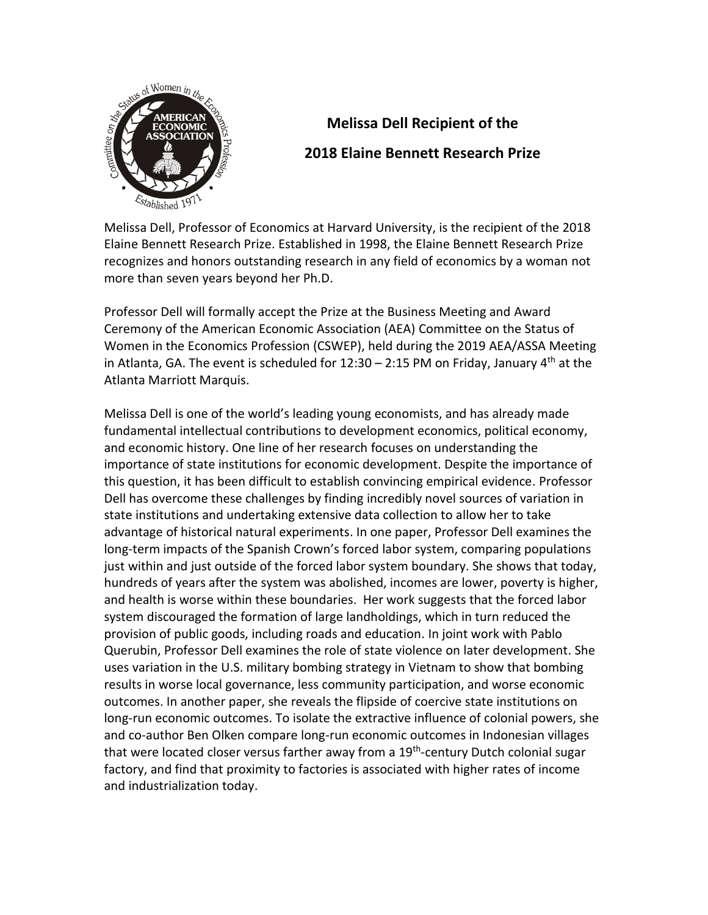# Melissa Dell Recipient of the 2018 Elaine Bennett Research Prize

Melissa Dell, Professor of Economics at Harvard University, is the recipient of the 2018 Elaine Bennett Research Prize. Established in 1998, the Elaine Bennett Research Prize recognizes and honors outstanding research in any field of economics by a woman not more than seven years beyond her Ph.D.

Professor Dell will formally accept the Prize at the Business Meeting and Award Ceremony of the American Economic Association (AEA) Committee on the Status of Women in the Economics Profession (CSWEP), held during the 2019 AEA/ASSA Meeting in Atlanta, GA. The event is scheduled for 12:30 – 2:15 PM on Friday, January 4th at the Atlanta Marriott Marquis.

Melissa Dell is one of the world's leading young economists, and has already made fundamental intellectual contributions to development economics, political economy, and economic history. One line of her research focuses on understanding the importance of state institutions for economic development. Despite the importance of this question, it has been difficult to establish convincing empirical evidence. Professor Dell has overcome these challenges by finding incredibly novel sources of variation in state institutions and undertaking extensive data collection to allow her to take advantage of historical natural experiments. In one paper, Professor Dell examines the long-term impacts of the Spanish Crown's forced labor system, comparing populations just within and just outside of the forced labor system boundary. She shows that today, hundreds of years after the system was abolished, incomes are lower, poverty is higher, and health is worse within these boundaries. Her work suggests that the forced labor system discouraged the formation of large landholdings, which in turn reduced the provision of public goods, including roads and education. In joint work with Pablo Querubin, Professor Dell examines the role of state violence on later development. She uses variation in the U.S. military bombing strategy in Vietnam to show that bombing results in worse local governance, less community participation, and worse economic outcomes. In another paper, she reveals the flipside of coercive state institutions on long-run economic outcomes. To isolate the extractive influence of colonial powers, she and co-author Ben Olken compare long-run economic outcomes in Indonesian villages that were located closer versus farther away from a 19th-century Dutch colonial sugar factory, and find that proximity to factories is associated with higher rates of income and industrialization today.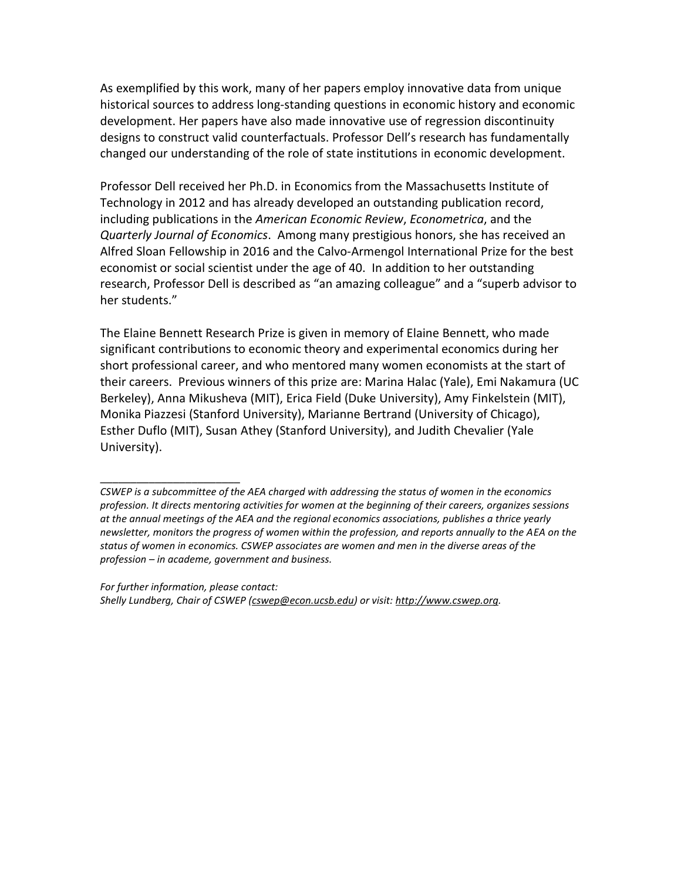As exemplified by this work, many of her papers employ innovative data from unique historical sources to address long-standing questions in economic history and economic development. Her papers have also made innovative use of regression discontinuity designs to construct valid counterfactuals. Professor Dell's research has fundamentally changed our understanding of the role of state institutions in economic development.

Professor Dell received her Ph.D. in Economics from the Massachusetts Institute of Technology in 2012 and has already developed an outstanding publication record, including publications in the *American Economic Review*, *Econometrica*, and the *Quarterly Journal of Economics*. Among many prestigious honors, she has received an Alfred Sloan Fellowship in 2016 and the Calvo-Armengol International Prize for the best economist or social scientist under the age of 40. In addition to her outstanding research, Professor Dell is described as "an amazing colleague" and a "superb advisor to her students."

The Elaine Bennett Research Prize is given in memory of Elaine Bennett, who made significant contributions to economic theory and experimental economics during her short professional career, and who mentored many women economists at the start of their careers. Previous winners of this prize are: Marina Halac (Yale), Emi Nakamura (UC Berkeley), Anna Mikusheva (MIT), Erica Field (Duke University), Amy Finkelstein (MIT), Monika Piazzesi (Stanford University), Marianne Bertrand (University of Chicago), Esther Duflo (MIT), Susan Athey (Stanford University), and Judith Chevalier (Yale University).

---

*CSWEP is a subcommittee of the AEA charged with addressing the status of women in the economics profession. It directs mentoring activities for women at the beginning of their careers, organizes sessions at the annual meetings of the AEA and the regional economics associations, publishes a thrice yearly newsletter, monitors the progress of women within the profession, and reports annually to the AEA on the status of women in economics. CSWEP associates are women and men in the diverse areas of the profession – in academe, government and business.*

*For further information, please contact:*
*Shelly Lundberg, Chair of CSWEP (cswep@econ.ucsb.edu) or visit: http://www.cswep.org.*